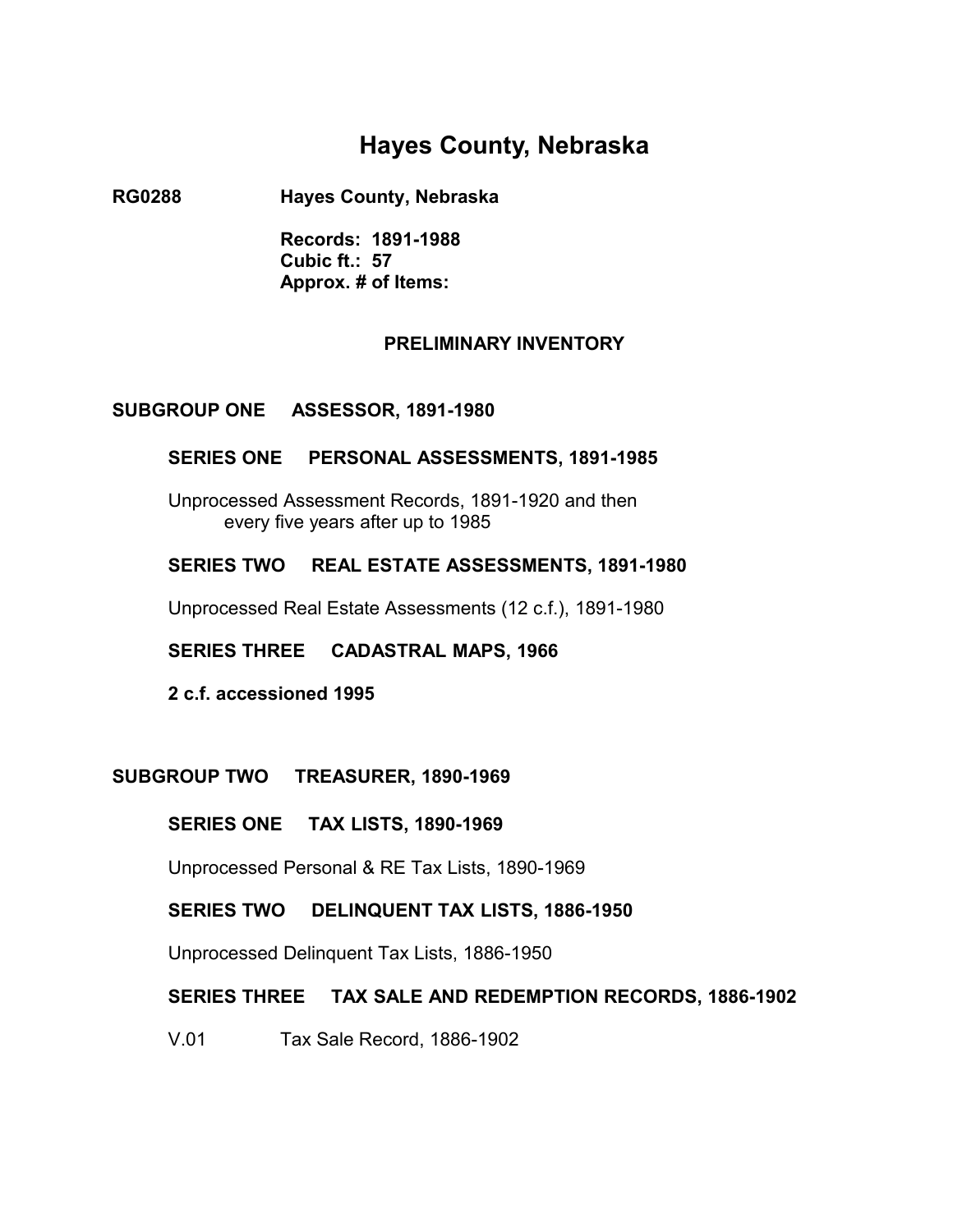# Hayes County, Nebraska

**RG0288** **Hayes County, Nebraska**

**Records: 1891-1988**
**Cubic ft.: 57**
**Approx. # of Items:**

**PRELIMINARY INVENTORY**

## SUBGROUP ONE ASSESSOR, 1891-1980

### SERIES ONE PERSONAL ASSESSMENTS, 1891-1985

Unprocessed Assessment Records, 1891-1920 and then every five years after up to 1985

### SERIES TWO REAL ESTATE ASSESSMENTS, 1891-1980

Unprocessed Real Estate Assessments (12 c.f.), 1891-1980

### SERIES THREE CADASTRAL MAPS, 1966

**2 c.f. accessioned 1995**

## SUBGROUP TWO TREASURER, 1890-1969

### SERIES ONE TAX LISTS, 1890-1969

Unprocessed Personal & RE Tax Lists, 1890-1969

### SERIES TWO DELINQUENT TAX LISTS, 1886-1950

Unprocessed Delinquent Tax Lists, 1886-1950

### SERIES THREE TAX SALE AND REDEMPTION RECORDS, 1886-1902

V.01 Tax Sale Record, 1886-1902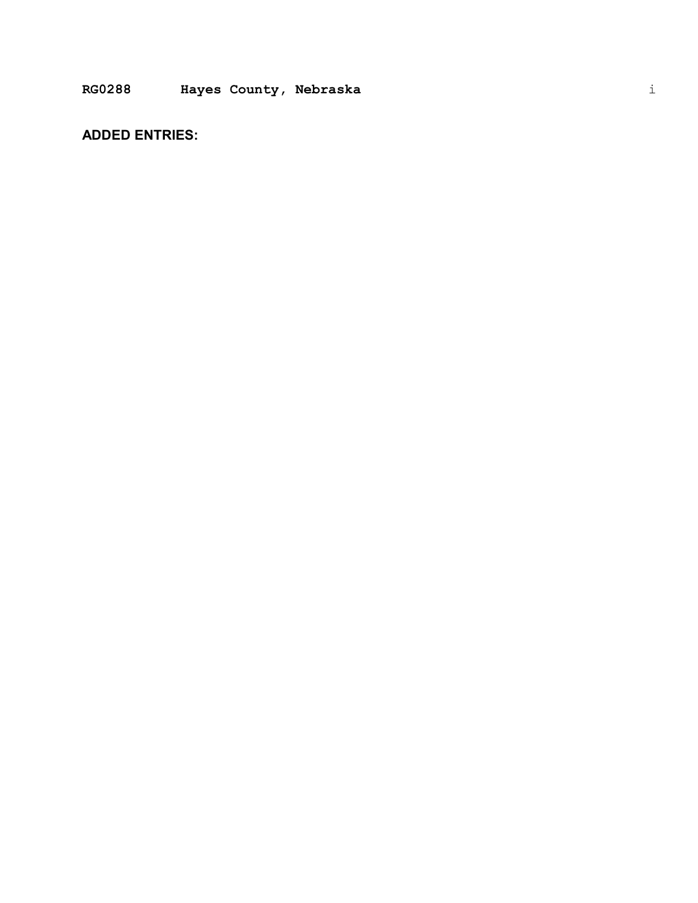**ADDED ENTRIES:**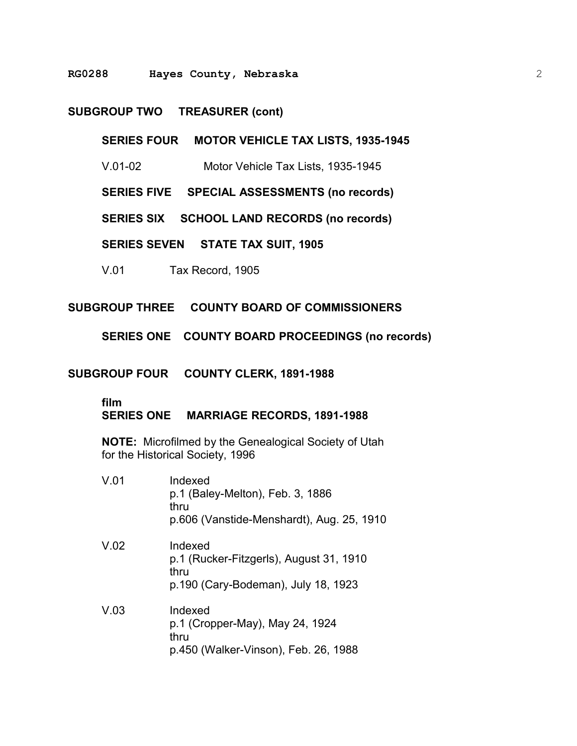## SUBGROUP TWO TREASURER (cont)

### SERIES FOUR MOTOR VEHICLE TAX LISTS, 1935-1945

V.01-02 Motor Vehicle Tax Lists, 1935-1945

### SERIES FIVE SPECIAL ASSESSMENTS (no records)

### SERIES SIX SCHOOL LAND RECORDS (no records)

### SERIES SEVEN STATE TAX SUIT, 1905

V.01 Tax Record, 1905

## SUBGROUP THREE COUNTY BOARD OF COMMISSIONERS

### SERIES ONE COUNTY BOARD PROCEEDINGS (no records)

## SUBGROUP FOUR COUNTY CLERK, 1891-1988

**film**

### SERIES ONE MARRIAGE RECORDS, 1891-1988

**NOTE:** Microfilmed by the Genealogical Society of Utah for the Historical Society, 1996

V.01 Indexed
p.1 (Baley-Melton), Feb. 3, 1886
thru
p.606 (Vanstide-Menshardt), Aug. 25, 1910

V.02 Indexed
p.1 (Rucker-Fitzgerls), August 31, 1910
thru
p.190 (Cary-Bodeman), July 18, 1923

V.03 Indexed
p.1 (Cropper-May), May 24, 1924
thru
p.450 (Walker-Vinson), Feb. 26, 1988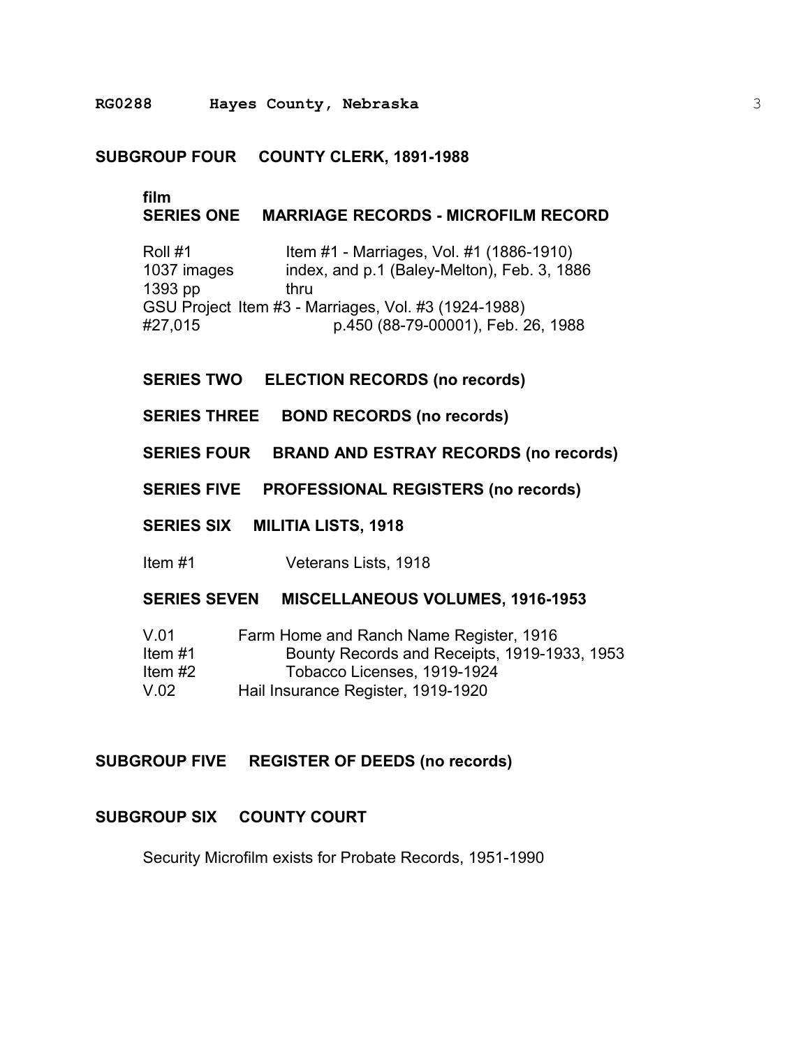## SUBGROUP FOUR COUNTY CLERK, 1891-1988

**film**

### SERIES ONE MARRIAGE RECORDS - MICROFILM RECORD

Roll #1 — Item #1 - Marriages, Vol. #1 (1886-1910)
1037 images — index, and p.1 (Baley-Melton), Feb. 3, 1886
1393 pp — thru
GSU Project — Item #3 - Marriages, Vol. #3 (1924-1988)
#27,015 — p.450 (88-79-00001), Feb. 26, 1988

### SERIES TWO ELECTION RECORDS (no records)

### SERIES THREE BOND RECORDS (no records)

### SERIES FOUR BRAND AND ESTRAY RECORDS (no records)

### SERIES FIVE PROFESSIONAL REGISTERS (no records)

### SERIES SIX MILITIA LISTS, 1918

Item #1 — Veterans Lists, 1918

### SERIES SEVEN MISCELLANEOUS VOLUMES, 1916-1953

V.01 — Farm Home and Ranch Name Register, 1916
Item #1 — Bounty Records and Receipts, 1919-1933, 1953
Item #2 — Tobacco Licenses, 1919-1924
V.02 — Hail Insurance Register, 1919-1920

## SUBGROUP FIVE REGISTER OF DEEDS (no records)

## SUBGROUP SIX COUNTY COURT

Security Microfilm exists for Probate Records, 1951-1990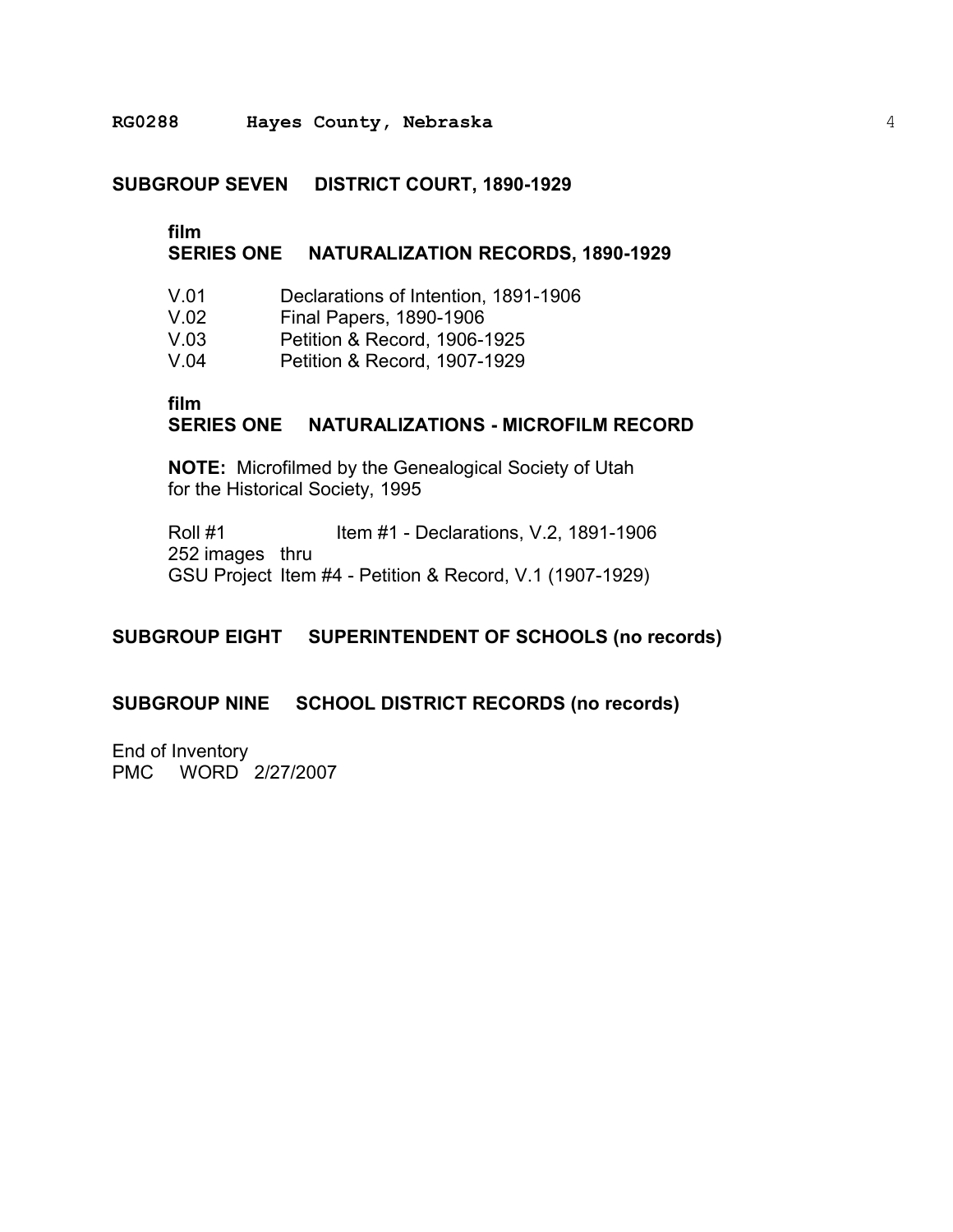## SUBGROUP SEVEN DISTRICT COURT, 1890-1929

**film**
### SERIES ONE NATURALIZATION RECORDS, 1890-1929

| | |
|---|---|
| V.01 | Declarations of Intention, 1891-1906 |
| V.02 | Final Papers, 1890-1906 |
| V.03 | Petition & Record, 1906-1925 |
| V.04 | Petition & Record, 1907-1929 |

**film**
### SERIES ONE NATURALIZATIONS - MICROFILM RECORD

**NOTE:** Microfilmed by the Genealogical Society of Utah for the Historical Society, 1995

Roll #1 Item #1 - Declarations, V.2, 1891-1906
252 images thru
GSU Project Item #4 - Petition & Record, V.1 (1907-1929)

## SUBGROUP EIGHT SUPERINTENDENT OF SCHOOLS (no records)

## SUBGROUP NINE SCHOOL DISTRICT RECORDS (no records)

End of Inventory
PMC WORD 2/27/2007